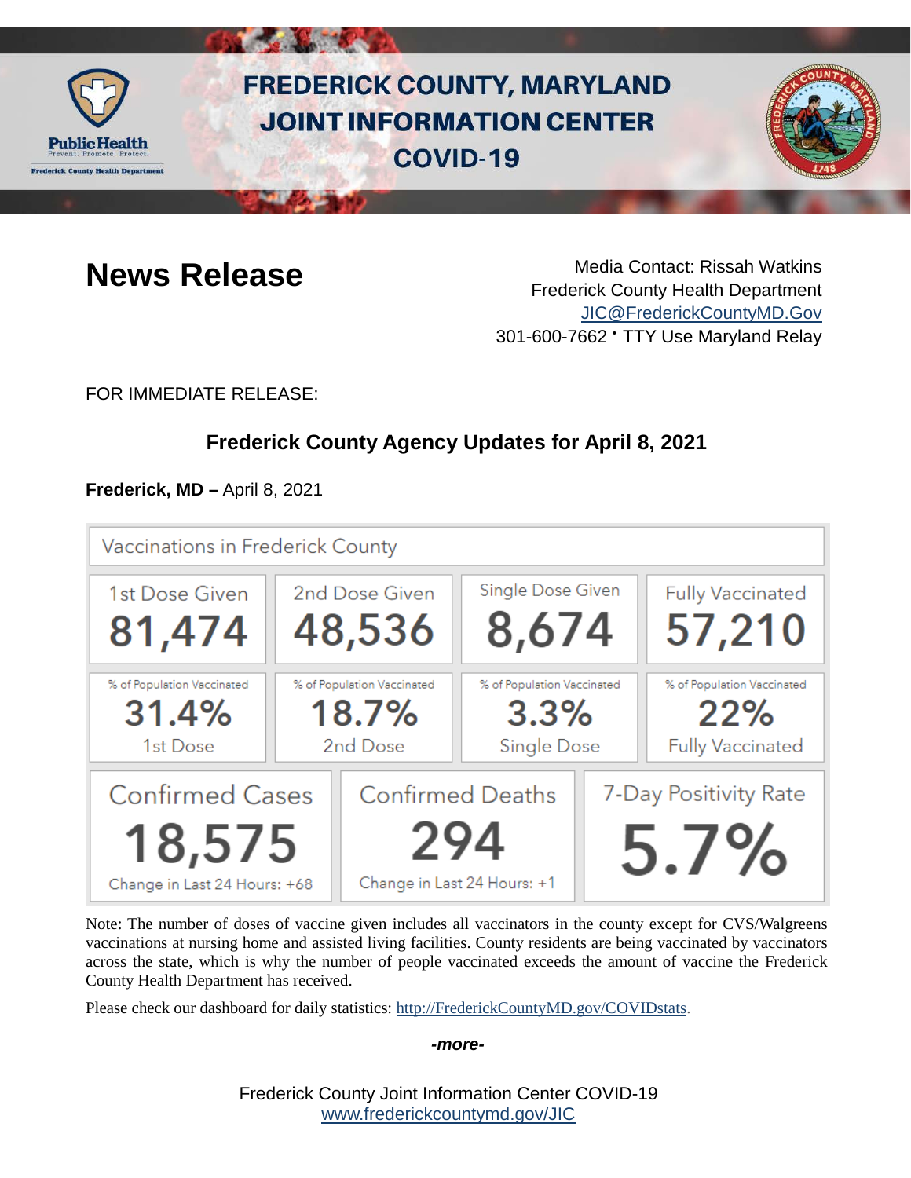# FREDERICK COUNTY, MARYLAND JOINT INFORMATION CENTER COVID-19

## News Release

Media Contact: Rissah Watkins
Frederick County Health Department
JIC@FrederickCountyMD.Gov
301-600-7662 • TTY Use Maryland Relay

FOR IMMEDIATE RELEASE:

### Frederick County Agency Updates for April 8, 2021

**Frederick, MD –** April 8, 2021

**Vaccinations in Frederick County**

| 1st Dose Given | 2nd Dose Given | Single Dose Given | Fully Vaccinated |
|---|---|---|---|
| 81,474 | 48,536 | 8,674 | 57,210 |
| % of Population Vaccinated 31.4% 1st Dose | % of Population Vaccinated 18.7% 2nd Dose | % of Population Vaccinated 3.3% Single Dose | % of Population Vaccinated 22% Fully Vaccinated |

| Confirmed Cases | Confirmed Deaths | 7-Day Positivity Rate |
|---|---|---|
| 18,575 | 294 | 5.7% |
| Change in Last 24 Hours: +68 | Change in Last 24 Hours: +1 | |

Note: The number of doses of vaccine given includes all vaccinators in the county except for CVS/Walgreens vaccinations at nursing home and assisted living facilities. County residents are being vaccinated by vaccinators across the state, which is why the number of people vaccinated exceeds the amount of vaccine the Frederick County Health Department has received.

Please check our dashboard for daily statistics: http://FrederickCountyMD.gov/COVIDstats.

***-more-***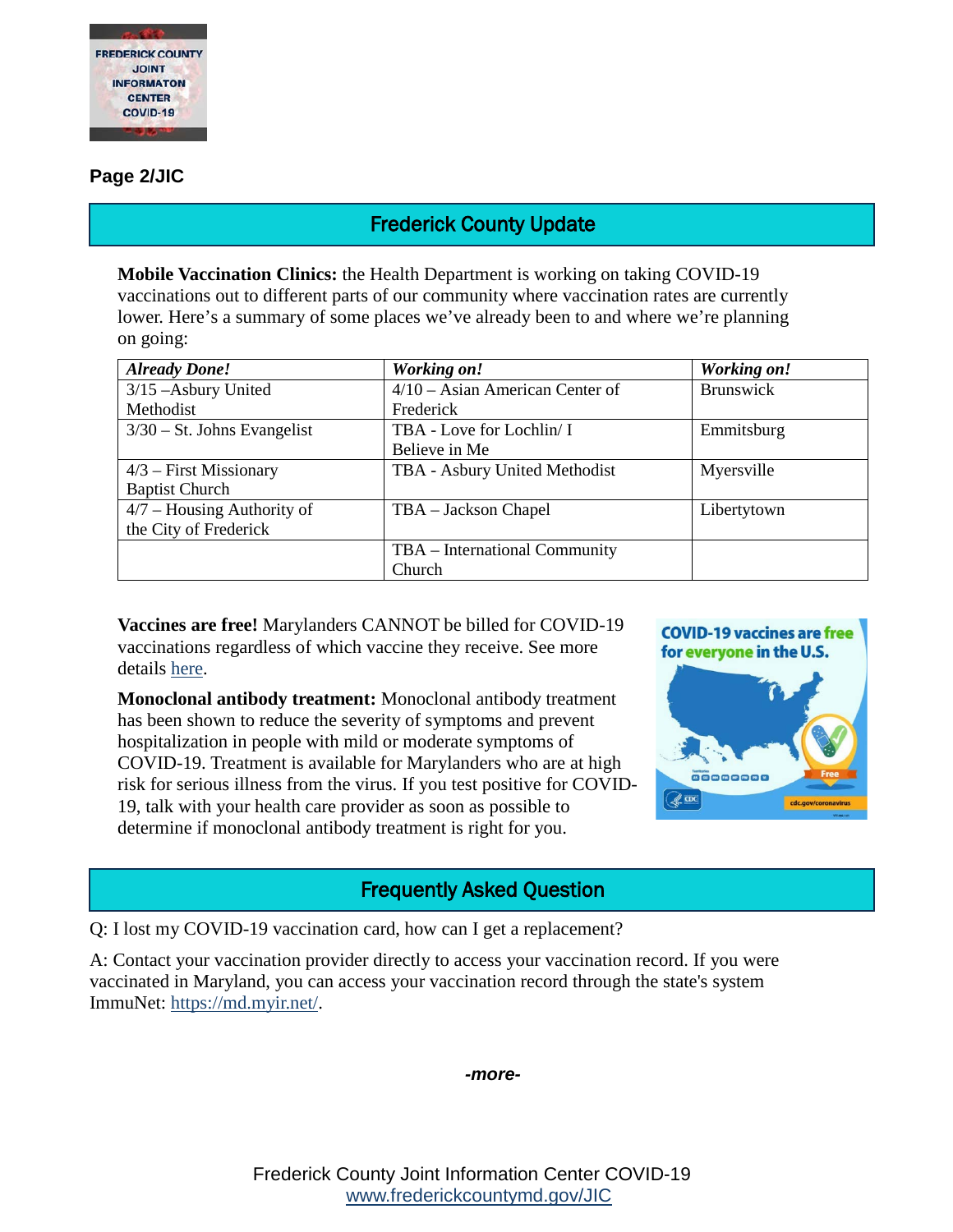## Frederick County Update

**Mobile Vaccination Clinics:** the Health Department is working on taking COVID-19 vaccinations out to different parts of our community where vaccination rates are currently lower. Here's a summary of some places we've already been to and where we're planning on going:

| *Already Done!* | *Working on!* | *Working on!* |
|---|---|---|
| 3/15 –Asbury United Methodist | 4/10 – Asian American Center of Frederick | Brunswick |
| 3/30 – St. Johns Evangelist | TBA - Love for Lochlin/ I Believe in Me | Emmitsburg |
| 4/3 – First Missionary Baptist Church | TBA - Asbury United Methodist | Myersville |
| 4/7 – Housing Authority of the City of Frederick | TBA – Jackson Chapel | Libertytown |
| | TBA – International Community Church | |

**Vaccines are free!** Marylanders CANNOT be billed for COVID-19 vaccinations regardless of which vaccine they receive. See more details here.

**Monoclonal antibody treatment:** Monoclonal antibody treatment has been shown to reduce the severity of symptoms and prevent hospitalization in people with mild or moderate symptoms of COVID-19. Treatment is available for Marylanders who are at high risk for serious illness from the virus. If you test positive for COVID-19, talk with your health care provider as soon as possible to determine if monoclonal antibody treatment is right for you.

## Frequently Asked Question

Q: I lost my COVID-19 vaccination card, how can I get a replacement?

A: Contact your vaccination provider directly to access your vaccination record. If you were vaccinated in Maryland, you can access your vaccination record through the state's system ImmuNet: https://md.myir.net/.

*-more-*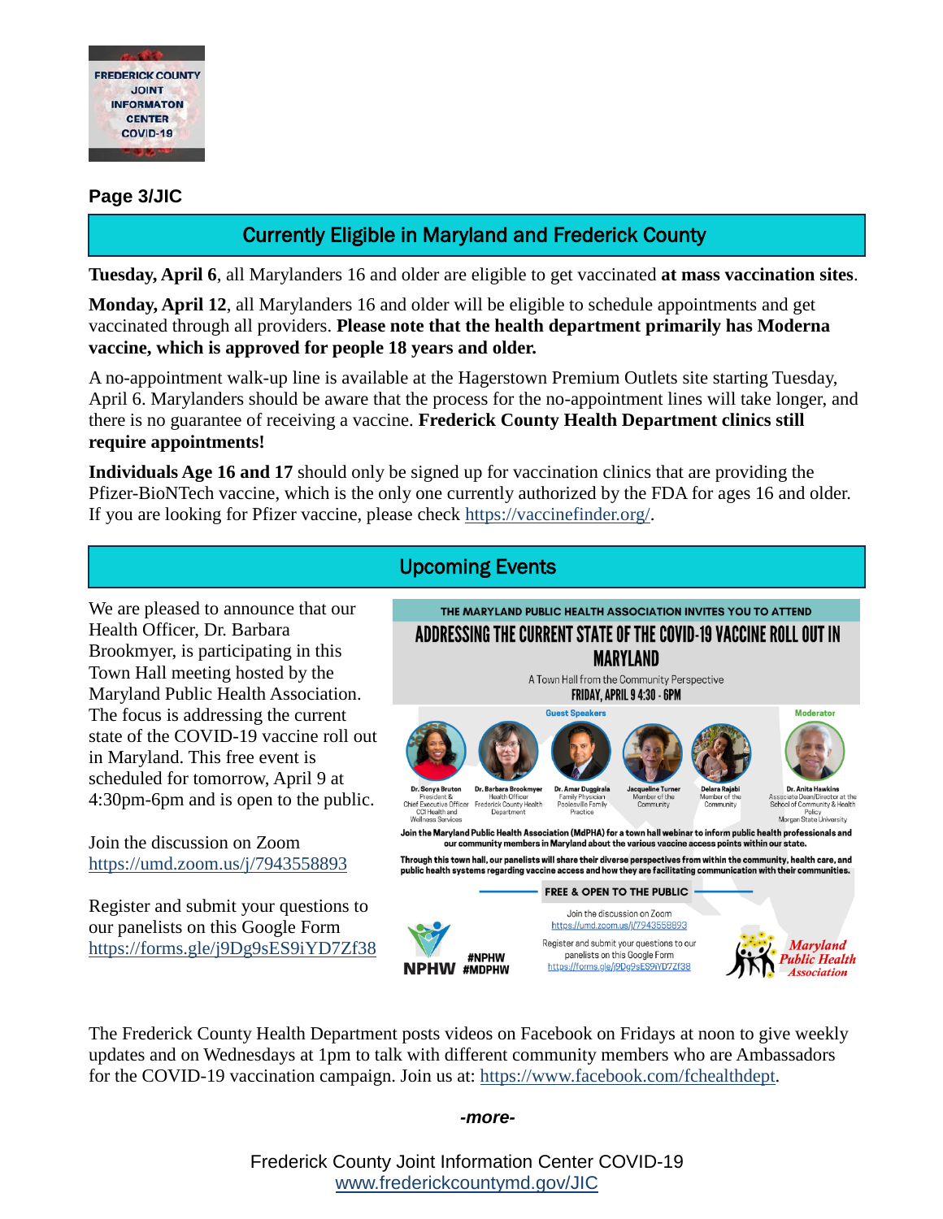## Currently Eligible in Maryland and Frederick County

**Tuesday, April 6**, all Marylanders 16 and older are eligible to get vaccinated **at mass vaccination sites**.

**Monday, April 12**, all Marylanders 16 and older will be eligible to schedule appointments and get vaccinated through all providers. **Please note that the health department primarily has Moderna vaccine, which is approved for people 18 years and older.**

A no-appointment walk-up line is available at the Hagerstown Premium Outlets site starting Tuesday, April 6. Marylanders should be aware that the process for the no-appointment lines will take longer, and there is no guarantee of receiving a vaccine. **Frederick County Health Department clinics still require appointments!**

**Individuals Age 16 and 17** should only be signed up for vaccination clinics that are providing the Pfizer-BioNTech vaccine, which is the only one currently authorized by the FDA for ages 16 and older. If you are looking for Pfizer vaccine, please check https://vaccinefinder.org/.

## Upcoming Events

We are pleased to announce that our Health Officer, Dr. Barbara Brookmyer, is participating in this Town Hall meeting hosted by the Maryland Public Health Association. The focus is addressing the current state of the COVID-19 vaccine roll out in Maryland. This free event is scheduled for tomorrow, April 9 at 4:30pm-6pm and is open to the public.

Join the discussion on Zoom
https://umd.zoom.us/j/7943558893

Register and submit your questions to our panelists on this Google Form
https://forms.gle/j9Dg9sES9iYD7Zf38

THE MARYLAND PUBLIC HEALTH ASSOCIATION INVITES YOU TO ATTEND

**ADDRESSING THE CURRENT STATE OF THE COVID-19 VACCINE ROLL OUT IN MARYLAND**

A Town Hall from the Community Perspective

**FRIDAY, APRIL 9 4:30 - 6PM**

Guest Speakers: Dr. Sonya Bruton, President & Chief Executive Officer CCI Health and Wellness Services; Dr. Barbara Brookmyer, Health Officer Frederick County Health Department; Dr. Amar Duggirala, Family Physician Poolesville Family Practice; Jacqueline Turner, Member of the Community; Delara Rajabi, Member of the Community

Moderator: Dr. Anita Hawkins, Associate Dean/Director at the School of Community & Health Policy Morgan State University

**Join the Maryland Public Health Association (MdPHA) for a town hall webinar to inform public health professionals and our community members in Maryland about the various vaccine access points within our state.**

**Through this town hall, our panelists will share their diverse perspectives from within the community, health care, and public health systems regarding vaccine access and how they are facilitating communication with their communities.**

**FREE & OPEN TO THE PUBLIC**

Join the discussion on Zoom
https://umd.zoom.us/j/7943558893

Register and submit your questions to our panelists on this Google Form
https://forms.gle/j9Dg9sES9iYD7Zf38

NPHW #NPHW #MDPHW

Maryland Public Health Association

The Frederick County Health Department posts videos on Facebook on Fridays at noon to give weekly updates and on Wednesdays at 1pm to talk with different community members who are Ambassadors for the COVID-19 vaccination campaign. Join us at: https://www.facebook.com/fchealthdept.

*-more-*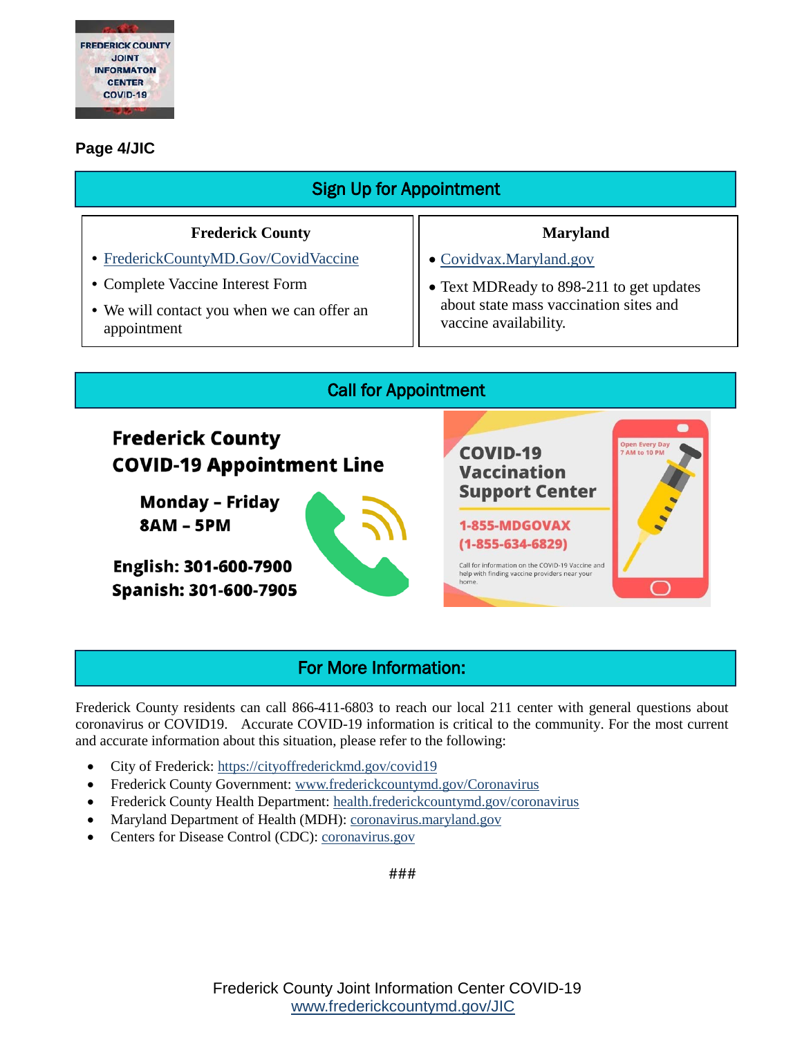Page 4/JIC

## Sign Up for Appointment

**Frederick County**

- FrederickCountyMD.Gov/CovidVaccine
- Complete Vaccine Interest Form
- We will contact you when we can offer an appointment

**Maryland**

- Covidvax.Maryland.gov
- Text MDReady to 898-211 to get updates about state mass vaccination sites and vaccine availability.

## Call for Appointment

**Frederick County**
**COVID-19 Appointment Line**

**Monday – Friday**
**8AM – 5PM**

**English: 301-600-7900**
**Spanish: 301-600-7905**

**COVID-19 Vaccination Support Center**

**1-855-MDGOVAX**
**(1-855-634-6829)**

Call for information on the COVID-19 Vaccine and help with finding vaccine providers near your home.

Open Every Day
7 AM to 10 PM

## For More Information:

Frederick County residents can call 866-411-6803 to reach our local 211 center with general questions about coronavirus or COVID19. Accurate COVID-19 information is critical to the community. For the most current and accurate information about this situation, please refer to the following:

- City of Frederick: https://cityoffrederickmd.gov/covid19
- Frederick County Government: www.frederickcountymd.gov/Coronavirus
- Frederick County Health Department: health.frederickcountymd.gov/coronavirus
- Maryland Department of Health (MDH): coronavirus.maryland.gov
- Centers for Disease Control (CDC): coronavirus.gov

###